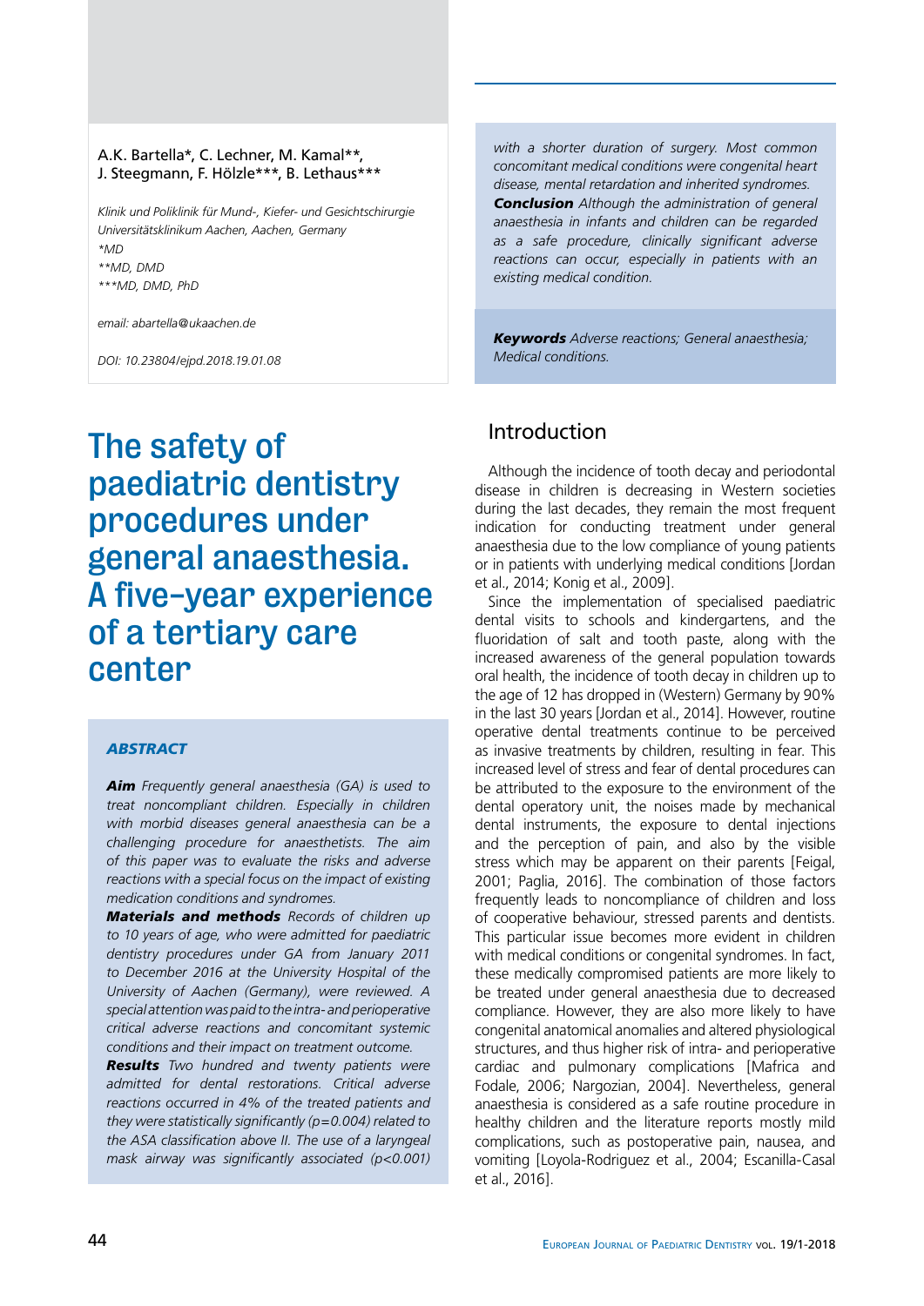A.K. Bartella*, C. Lechner, M. Kamal**, J. Steegmann, F. Hölzle***, B. Lethaus***

*Klinik und Poliklinik für Mund-, Kiefer- und Gesichtschirurgie Universitätsklinikum Aachen, Aachen, Germany*
*\*MD*
*\*\*MD, DMD*
*\*\*\*MD, DMD, PhD*

*email: abartella@ukaachen.de*

*DOI: 10.23804/ejpd.2018.19.01.08*

# The safety of paediatric dentistry procedures under general anaesthesia. A five-year experience of a tertiary care center

## *ABSTRACT*

***Aim*** *Frequently general anaesthesia (GA) is used to treat noncompliant children. Especially in children with morbid diseases general anaesthesia can be a challenging procedure for anaesthetists. The aim of this paper was to evaluate the risks and adverse reactions with a special focus on the impact of existing medication conditions and syndromes.*

***Materials and methods*** *Records of children up to 10 years of age, who were admitted for paediatric dentistry procedures under GA from January 2011 to December 2016 at the University Hospital of the University of Aachen (Germany), were reviewed. A special attention was paid to the intra- and perioperative critical adverse reactions and concomitant systemic conditions and their impact on treatment outcome.*

***Results*** *Two hundred and twenty patients were admitted for dental restorations. Critical adverse reactions occurred in 4% of the treated patients and they were statistically significantly (p=0.004) related to the ASA classification above II. The use of a laryngeal mask airway was significantly associated (p<0.001) with a shorter duration of surgery. Most common concomitant medical conditions were congenital heart disease, mental retardation and inherited syndromes.*

***Conclusion*** *Although the administration of general anaesthesia in infants and children can be regarded as a safe procedure, clinically significant adverse reactions can occur, especially in patients with an existing medical condition.*

***Keywords*** *Adverse reactions; General anaesthesia; Medical conditions.*

## Introduction

Although the incidence of tooth decay and periodontal disease in children is decreasing in Western societies during the last decades, they remain the most frequent indication for conducting treatment under general anaesthesia due to the low compliance of young patients or in patients with underlying medical conditions [Jordan et al., 2014; Konig et al., 2009].

Since the implementation of specialised paediatric dental visits to schools and kindergartens, and the fluoridation of salt and tooth paste, along with the increased awareness of the general population towards oral health, the incidence of tooth decay in children up to the age of 12 has dropped in (Western) Germany by 90% in the last 30 years [Jordan et al., 2014]. However, routine operative dental treatments continue to be perceived as invasive treatments by children, resulting in fear. This increased level of stress and fear of dental procedures can be attributed to the exposure to the environment of the dental operatory unit, the noises made by mechanical dental instruments, the exposure to dental injections and the perception of pain, and also by the visible stress which may be apparent on their parents [Feigal, 2001; Paglia, 2016]. The combination of those factors frequently leads to noncompliance of children and loss of cooperative behaviour, stressed parents and dentists. This particular issue becomes more evident in children with medical conditions or congenital syndromes. In fact, these medically compromised patients are more likely to be treated under general anaesthesia due to decreased compliance. However, they are also more likely to have congenital anatomical anomalies and altered physiological structures, and thus higher risk of intra- and perioperative cardiac and pulmonary complications [Mafrica and Fodale, 2006; Nargozian, 2004]. Nevertheless, general anaesthesia is considered as a safe routine procedure in healthy children and the literature reports mostly mild complications, such as postoperative pain, nausea, and vomiting [Loyola-Rodriguez et al., 2004; Escanilla-Casal et al., 2016].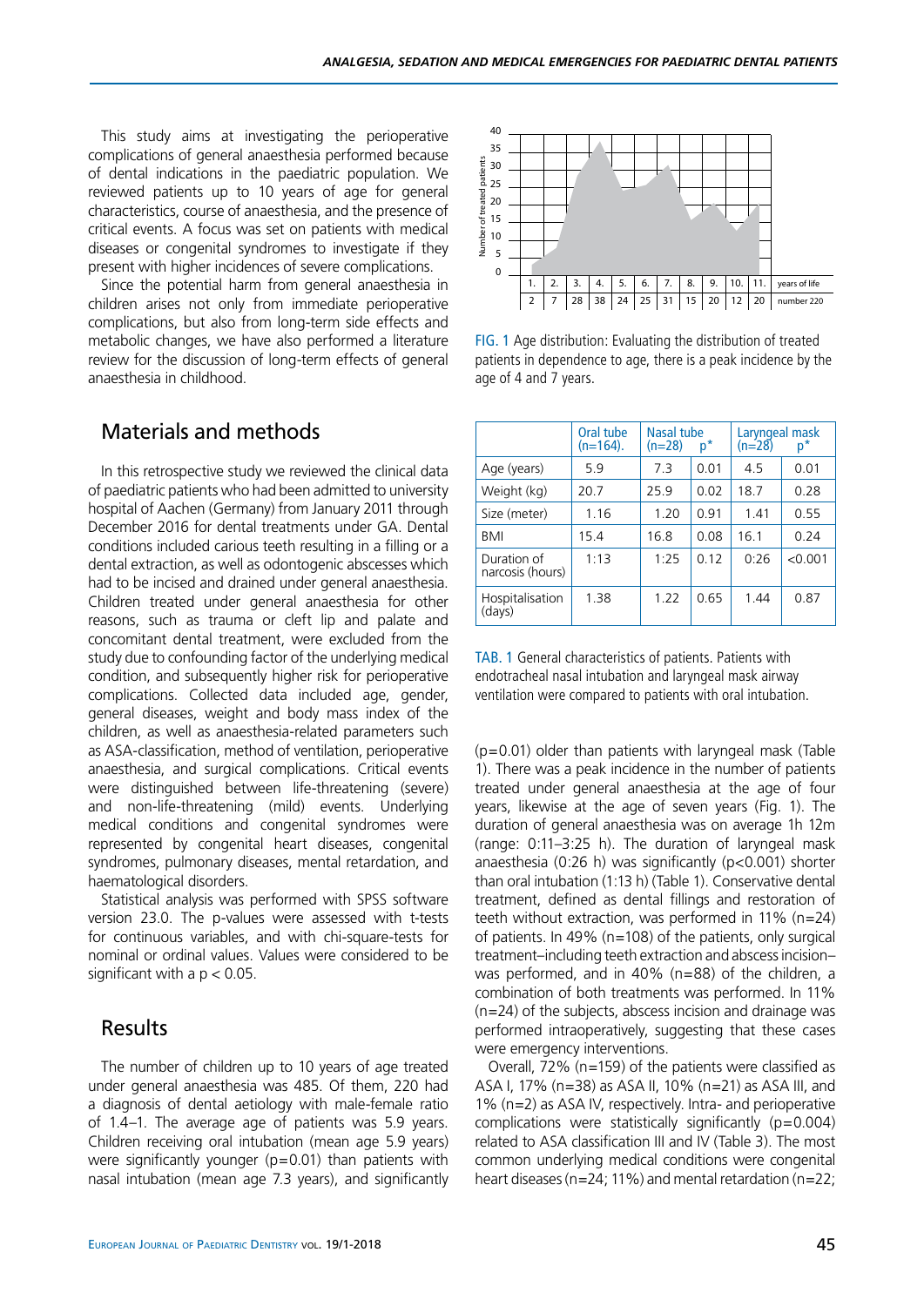This study aims at investigating the perioperative complications of general anaesthesia performed because of dental indications in the paediatric population. We reviewed patients up to 10 years of age for general characteristics, course of anaesthesia, and the presence of critical events. A focus was set on patients with medical diseases or congenital syndromes to investigate if they present with higher incidences of severe complications.

Since the potential harm from general anaesthesia in children arises not only from immediate perioperative complications, but also from long-term side effects and metabolic changes, we have also performed a literature review for the discussion of long-term effects of general anaesthesia in childhood.

## Materials and methods

In this retrospective study we reviewed the clinical data of paediatric patients who had been admitted to university hospital of Aachen (Germany) from January 2011 through December 2016 for dental treatments under GA. Dental conditions included carious teeth resulting in a filling or a dental extraction, as well as odontogenic abscesses which had to be incised and drained under general anaesthesia. Children treated under general anaesthesia for other reasons, such as trauma or cleft lip and palate and concomitant dental treatment, were excluded from the study due to confounding factor of the underlying medical condition, and subsequently higher risk for perioperative complications. Collected data included age, gender, general diseases, weight and body mass index of the children, as well as anaesthesia-related parameters such as ASA-classification, method of ventilation, perioperative anaesthesia, and surgical complications. Critical events were distinguished between life-threatening (severe) and non-life-threatening (mild) events. Underlying medical conditions and congenital syndromes were represented by congenital heart diseases, congenital syndromes, pulmonary diseases, mental retardation, and haematological disorders.

Statistical analysis was performed with SPSS software version 23.0. The p-values were assessed with t-tests for continuous variables, and with chi-square-tests for nominal or ordinal values. Values were considered to be significant with a $p < 0.05$.

## Results

The number of children up to 10 years of age treated under general anaesthesia was 485. Of them, 220 had a diagnosis of dental aetiology with male-female ratio of 1.4–1. The average age of patients was 5.9 years. Children receiving oral intubation (mean age 5.9 years) were significantly younger (p=0.01) than patients with nasal intubation (mean age 7.3 years), and significantly (p=0.01) older than patients with laryngeal mask (Table 1). There was a peak incidence in the number of patients treated under general anaesthesia at the age of four years, likewise at the age of seven years (Fig. 1). The duration of general anaesthesia was on average 1h 12m (range: 0:11–3:25 h). The duration of laryngeal mask anaesthesia (0:26 h) was significantly (p<0.001) shorter than oral intubation (1:13 h) (Table 1). Conservative dental treatment, defined as dental fillings and restoration of teeth without extraction, was performed in 11% (n=24) of patients. In 49% (n=108) of the patients, only surgical treatment–including teeth extraction and abscess incision–was performed, and in 40% (n=88) of the children, a combination of both treatments was performed. In 11% (n=24) of the subjects, abscess incision and drainage was performed intraoperatively, suggesting that these cases were emergency interventions.

Overall, 72% (n=159) of the patients were classified as ASA I, 17% (n=38) as ASA II, 10% (n=21) as ASA III, and 1% (n=2) as ASA IV, respectively. Intra- and perioperative complications were statistically significantly (p=0.004) related to ASA classification III and IV (Table 3). The most common underlying medical conditions were congenital heart diseases (n=24; 11%) and mental retardation (n=22;

Number of treated patients

40
35
30
25
20
15
10
5
0

1. 2. 3. 4. 5. 6. 7. 8. 9. 10. 11. years of life

2 7 28 38 24 25 31 15 20 12 20 number 220

FIG. 1 Age distribution: Evaluating the distribution of treated patients in dependence to age, there is a peak incidence by the age of 4 and 7 years.

| | Oral tube (n=164). | Nasal tube (n=28) | p* | Laryngeal mask (n=28) | p* |
|---|---|---|---|---|---|
| Age (years) | 5.9 | 7.3 | 0.01 | 4.5 | 0.01 |
| Weight (kg) | 20.7 | 25.9 | 0.02 | 18.7 | 0.28 |
| Size (meter) | 1.16 | 1.20 | 0.91 | 1.41 | 0.55 |
| BMI | 15.4 | 16.8 | 0.08 | 16.1 | 0.24 |
| Duration of narcosis (hours) | 1:13 | 1:25 | 0.12 | 0:26 | <0.001 |
| Hospitalisation (days) | 1.38 | 1.22 | 0.65 | 1.44 | 0.87 |

TAB. 1 General characteristics of patients. Patients with endotracheal nasal intubation and laryngeal mask airway ventilation were compared to patients with oral intubation.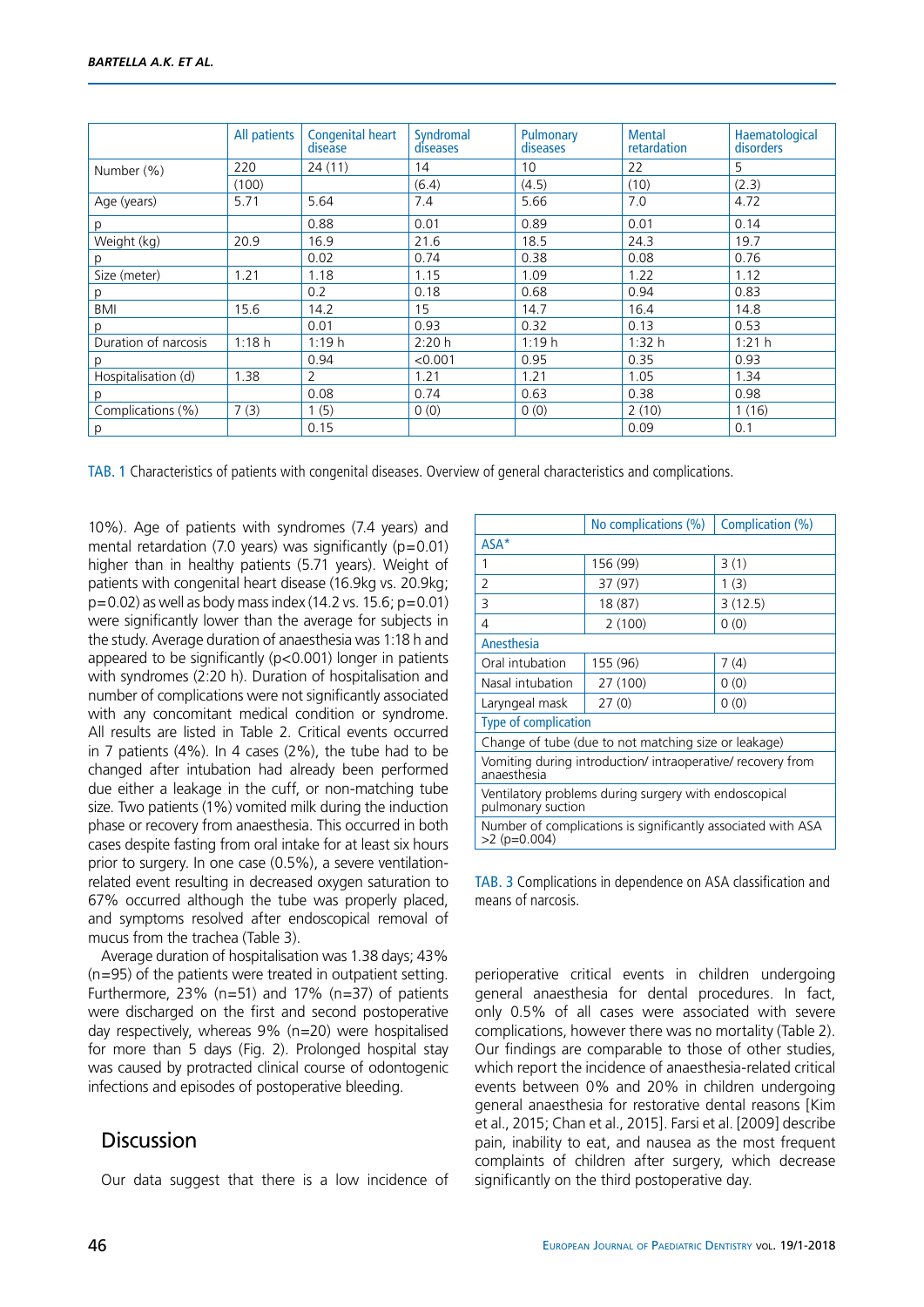| | All patients | Congenital heart disease | Syndromal diseases | Pulmonary diseases | Mental retardation | Haematological disorders |
|---|---|---|---|---|---|---|
| Number (%) | 220 | 24 (11) | 14 | 10 | 22 | 5 |
| | (100) | | (6.4) | (4.5) | (10) | (2.3) |
| Age (years) | 5.71 | 5.64 | 7.4 | 5.66 | 7.0 | 4.72 |
| p | | 0.88 | 0.01 | 0.89 | 0.01 | 0.14 |
| Weight (kg) | 20.9 | 16.9 | 21.6 | 18.5 | 24.3 | 19.7 |
| p | | 0.02 | 0.74 | 0.38 | 0.08 | 0.76 |
| Size (meter) | 1.21 | 1.18 | 1.15 | 1.09 | 1.22 | 1.12 |
| p | | 0.2 | 0.18 | 0.68 | 0.94 | 0.83 |
| BMI | 15.6 | 14.2 | 15 | 14.7 | 16.4 | 14.8 |
| p | | 0.01 | 0.93 | 0.32 | 0.13 | 0.53 |
| Duration of narcosis | 1:18 h | 1:19 h | 2:20 h | 1:19 h | 1:32 h | 1:21 h |
| p | | 0.94 | <0.001 | 0.95 | 0.35 | 0.93 |
| Hospitalisation (d) | 1.38 | 2 | 1.21 | 1.21 | 1.05 | 1.34 |
| p | | 0.08 | 0.74 | 0.63 | 0.38 | 0.98 |
| Complications (%) | 7 (3) | 1 (5) | 0 (0) | 0 (0) | 2 (10) | 1 (16) |
| p | | 0.15 | | | 0.09 | 0.1 |

TAB. 1 Characteristics of patients with congenital diseases. Overview of general characteristics and complications.

10%). Age of patients with syndromes (7.4 years) and mental retardation (7.0 years) was significantly (p=0.01) higher than in healthy patients (5.71 years). Weight of patients with congenital heart disease (16.9kg vs. 20.9kg; p=0.02) as well as body mass index (14.2 vs. 15.6; p=0.01) were significantly lower than the average for subjects in the study. Average duration of anaesthesia was 1:18 h and appeared to be significantly (p<0.001) longer in patients with syndromes (2:20 h). Duration of hospitalisation and number of complications were not significantly associated with any concomitant medical condition or syndrome. All results are listed in Table 2. Critical events occurred in 7 patients (4%). In 4 cases (2%), the tube had to be changed after intubation had already been performed due either a leakage in the cuff, or non-matching tube size. Two patients (1%) vomited milk during the induction phase or recovery from anaesthesia. This occurred in both cases despite fasting from oral intake for at least six hours prior to surgery. In one case (0.5%), a severe ventilation-related event resulting in decreased oxygen saturation to 67% occurred although the tube was properly placed, and symptoms resolved after endoscopical removal of mucus from the trachea (Table 3).

Average duration of hospitalisation was 1.38 days; 43% (n=95) of the patients were treated in outpatient setting. Furthermore, 23% (n=51) and 17% (n=37) of patients were discharged on the first and second postoperative day respectively, whereas 9% (n=20) were hospitalised for more than 5 days (Fig. 2). Prolonged hospital stay was caused by protracted clinical course of odontogenic infections and episodes of postoperative bleeding.

| | No complications (%) | Complication (%) |
|---|---|---|
| ASA* | | |
| 1 | 156 (99) | 3 (1) |
| 2 | 37 (97) | 1 (3) |
| 3 | 18 (87) | 3 (12.5) |
| 4 | 2 (100) | 0 (0) |
| Anesthesia | | |
| Oral intubation | 155 (96) | 7 (4) |
| Nasal intubation | 27 (100) | 0 (0) |
| Laryngeal mask | 27 (0) | 0 (0) |
| Type of complication | | |
| Change of tube (due to not matching size or leakage) | | |
| Vomiting during introduction/ intraoperative/ recovery from anaesthesia | | |
| Ventilatory problems during surgery with endoscopical pulmonary suction | | |
| Number of complications is significantly associated with ASA >2 (p=0.004) | | |

TAB. 3 Complications in dependence on ASA classification and means of narcosis.

## Discussion

Our data suggest that there is a low incidence of perioperative critical events in children undergoing general anaesthesia for dental procedures. In fact, only 0.5% of all cases were associated with severe complications, however there was no mortality (Table 2). Our findings are comparable to those of other studies, which report the incidence of anaesthesia-related critical events between 0% and 20% in children undergoing general anaesthesia for restorative dental reasons [Kim et al., 2015; Chan et al., 2015]. Farsi et al. [2009] describe pain, inability to eat, and nausea as the most frequent complaints of children after surgery, which decrease significantly on the third postoperative day.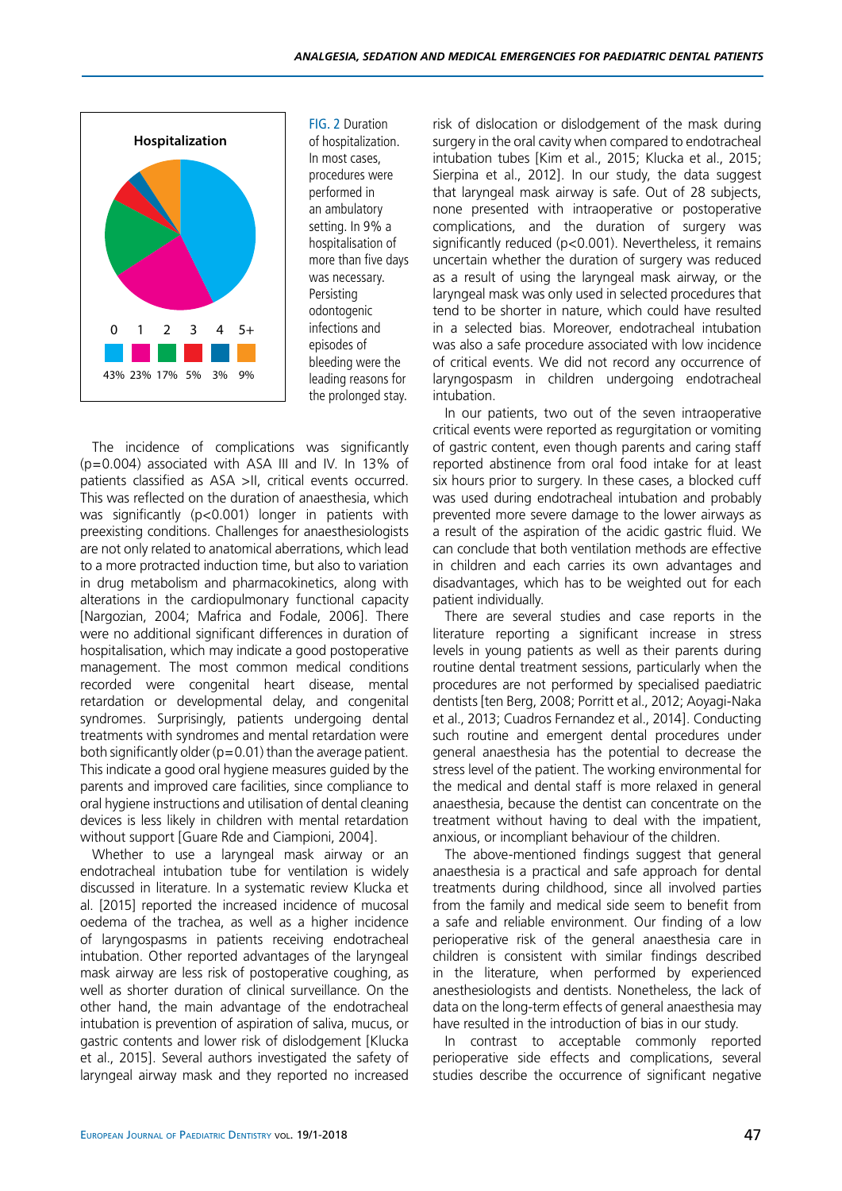Hospitalization

0 1 2 3 4 5+

43% 23% 17% 5% 3% 9%

FIG. 2 Duration of hospitalization. In most cases, procedures were performed in an ambulatory setting. In 9% a hospitalisation of more than five days was necessary. Persisting odontogenic infections and episodes of bleeding were the leading reasons for the prolonged stay.

The incidence of complications was significantly (p=0.004) associated with ASA III and IV. In 13% of patients classified as ASA >II, critical events occurred. This was reflected on the duration of anaesthesia, which was significantly (p<0.001) longer in patients with preexisting conditions. Challenges for anaesthesiologists are not only related to anatomical aberrations, which lead to a more protracted induction time, but also to variation in drug metabolism and pharmacokinetics, along with alterations in the cardiopulmonary functional capacity [Nargozian, 2004; Mafrica and Fodale, 2006]. There were no additional significant differences in duration of hospitalisation, which may indicate a good postoperative management. The most common medical conditions recorded were congenital heart disease, mental retardation or developmental delay, and congenital syndromes. Surprisingly, patients undergoing dental treatments with syndromes and mental retardation were both significantly older (p=0.01) than the average patient. This indicate a good oral hygiene measures guided by the parents and improved care facilities, since compliance to oral hygiene instructions and utilisation of dental cleaning devices is less likely in children with mental retardation without support [Guare Rde and Ciampioni, 2004].

Whether to use a laryngeal mask airway or an endotracheal intubation tube for ventilation is widely discussed in literature. In a systematic review Klucka et al. [2015] reported the increased incidence of mucosal oedema of the trachea, as well as a higher incidence of laryngospasms in patients receiving endotracheal intubation. Other reported advantages of the laryngeal mask airway are less risk of postoperative coughing, as well as shorter duration of clinical surveillance. On the other hand, the main advantage of the endotracheal intubation is prevention of aspiration of saliva, mucus, or gastric contents and lower risk of dislodgement [Klucka et al., 2015]. Several authors investigated the safety of laryngeal airway mask and they reported no increased risk of dislocation or dislodgement of the mask during surgery in the oral cavity when compared to endotracheal intubation tubes [Kim et al., 2015; Klucka et al., 2015; Sierpina et al., 2012]. In our study, the data suggest that laryngeal mask airway is safe. Out of 28 subjects, none presented with intraoperative or postoperative complications, and the duration of surgery was significantly reduced (p<0.001). Nevertheless, it remains uncertain whether the duration of surgery was reduced as a result of using the laryngeal mask airway, or the laryngeal mask was only used in selected procedures that tend to be shorter in nature, which could have resulted in a selected bias. Moreover, endotracheal intubation was also a safe procedure associated with low incidence of critical events. We did not record any occurrence of laryngospasm in children undergoing endotracheal intubation.

In our patients, two out of the seven intraoperative critical events were reported as regurgitation or vomiting of gastric content, even though parents and caring staff reported abstinence from oral food intake for at least six hours prior to surgery. In these cases, a blocked cuff was used during endotracheal intubation and probably prevented more severe damage to the lower airways as a result of the aspiration of the acidic gastric fluid. We can conclude that both ventilation methods are effective in children and each carries its own advantages and disadvantages, which has to be weighted out for each patient individually.

There are several studies and case reports in the literature reporting a significant increase in stress levels in young patients as well as their parents during routine dental treatment sessions, particularly when the procedures are not performed by specialised paediatric dentists [ten Berg, 2008; Porritt et al., 2012; Aoyagi-Naka et al., 2013; Cuadros Fernandez et al., 2014]. Conducting such routine and emergent dental procedures under general anaesthesia has the potential to decrease the stress level of the patient. The working environmental for the medical and dental staff is more relaxed in general anaesthesia, because the dentist can concentrate on the treatment without having to deal with the impatient, anxious, or incompliant behaviour of the children.

The above-mentioned findings suggest that general anaesthesia is a practical and safe approach for dental treatments during childhood, since all involved parties from the family and medical side seem to benefit from a safe and reliable environment. Our finding of a low perioperative risk of the general anaesthesia care in children is consistent with similar findings described in the literature, when performed by experienced anesthesiologists and dentists. Nonetheless, the lack of data on the long-term effects of general anaesthesia may have resulted in the introduction of bias in our study.

In contrast to acceptable commonly reported perioperative side effects and complications, several studies describe the occurrence of significant negative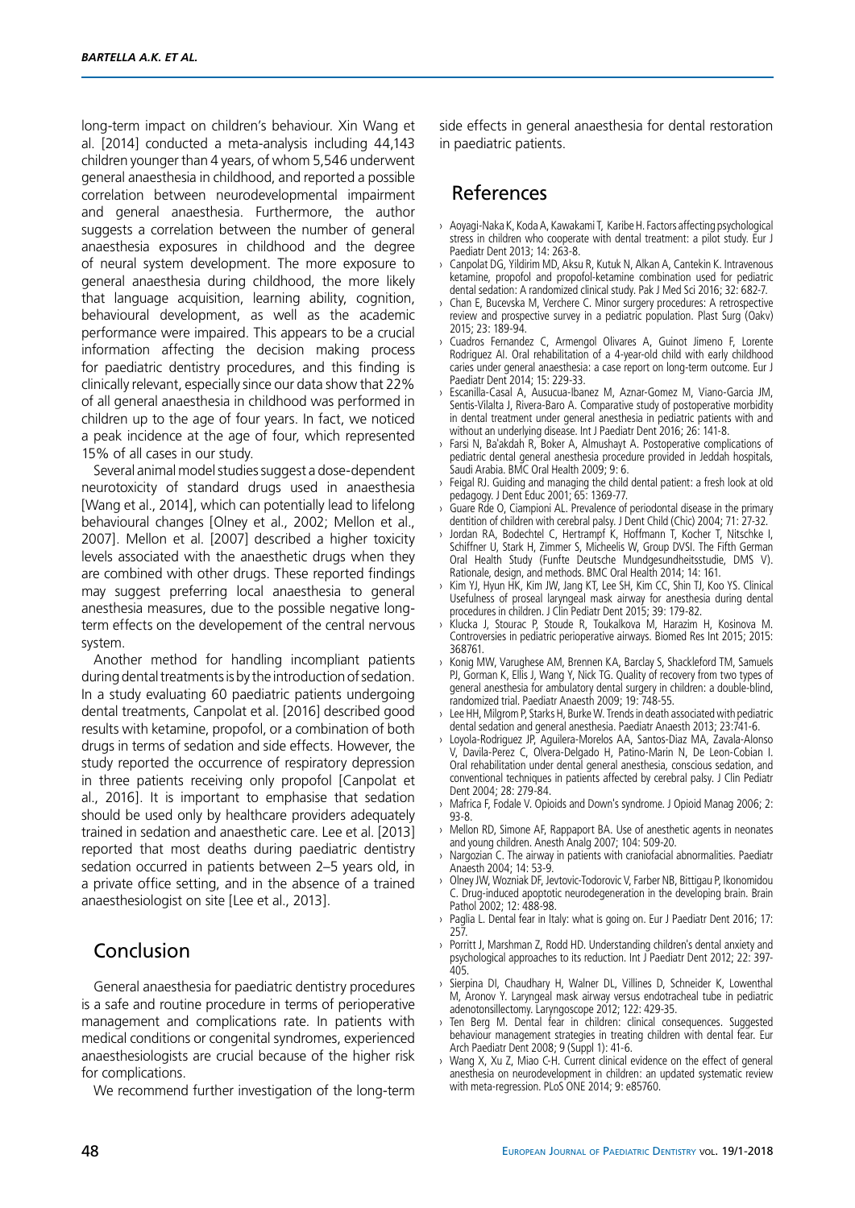long-term impact on children's behaviour. Xin Wang et al. [2014] conducted a meta-analysis including 44,143 children younger than 4 years, of whom 5,546 underwent general anaesthesia in childhood, and reported a possible correlation between neurodevelopmental impairment and general anaesthesia. Furthermore, the author suggests a correlation between the number of general anaesthesia exposures in childhood and the degree of neural system development. The more exposure to general anaesthesia during childhood, the more likely that language acquisition, learning ability, cognition, behavioural development, as well as the academic performance were impaired. This appears to be a crucial information affecting the decision making process for paediatric dentistry procedures, and this finding is clinically relevant, especially since our data show that 22% of all general anaesthesia in childhood was performed in children up to the age of four years. In fact, we noticed a peak incidence at the age of four, which represented 15% of all cases in our study.

Several animal model studies suggest a dose-dependent neurotoxicity of standard drugs used in anaesthesia [Wang et al., 2014], which can potentially lead to lifelong behavioural changes [Olney et al., 2002; Mellon et al., 2007]. Mellon et al. [2007] described a higher toxicity levels associated with the anaesthetic drugs when they are combined with other drugs. These reported findings may suggest preferring local anaesthesia to general anesthesia measures, due to the possible negative long-term effects on the developement of the central nervous system.

Another method for handling incompliant patients during dental treatments is by the introduction of sedation. In a study evaluating 60 paediatric patients undergoing dental treatments, Canpolat et al. [2016] described good results with ketamine, propofol, or a combination of both drugs in terms of sedation and side effects. However, the study reported the occurrence of respiratory depression in three patients receiving only propofol [Canpolat et al., 2016]. It is important to emphasise that sedation should be used only by healthcare providers adequately trained in sedation and anaesthetic care. Lee et al. [2013] reported that most deaths during paediatric dentistry sedation occurred in patients between 2–5 years old, in a private office setting, and in the absence of a trained anaesthesiologist on site [Lee et al., 2013].

## Conclusion

General anaesthesia for paediatric dentistry procedures is a safe and routine procedure in terms of perioperative management and complications rate. In patients with medical conditions or congenital syndromes, experienced anaesthesiologists are crucial because of the higher risk for complications.

We recommend further investigation of the long-term side effects in general anaesthesia for dental restoration in paediatric patients.

## References

- Aoyagi-Naka K, Koda A, Kawakami T, Karibe H. Factors affecting psychological stress in children who cooperate with dental treatment: a pilot study. Eur J Paediatr Dent 2013; 14: 263-8.
- Canpolat DG, Yildirim MD, Aksu R, Kutuk N, Alkan A, Cantekin K. Intravenous ketamine, propofol and propofol-ketamine combination used for pediatric dental sedation: A randomized clinical study. Pak J Med Sci 2016; 32: 682-7.
- Chan E, Bucevska M, Verchere C. Minor surgery procedures: A retrospective review and prospective survey in a pediatric population. Plast Surg (Oakv) 2015; 23: 189-94.
- Cuadros Fernandez C, Armengol Olivares A, Guinot Jimeno F, Lorente Rodriguez AI. Oral rehabilitation of a 4-year-old child with early childhood caries under general anaesthesia: a case report on long-term outcome. Eur J Paediatr Dent 2014; 15: 229-33.
- Escanilla-Casal A, Ausucua-Ibanez M, Aznar-Gomez M, Viano-Garcia JM, Sentis-Vilalta J, Rivera-Baro A. Comparative study of postoperative morbidity in dental treatment under general anesthesia in pediatric patients with and without an underlying disease. Int J Paediatr Dent 2016; 26: 141-8.
- Farsi N, Ba'akdah R, Boker A, Almushayt A. Postoperative complications of pediatric dental general anesthesia procedure provided in Jeddah hospitals, Saudi Arabia. BMC Oral Health 2009; 9: 6.
- Feigal RJ. Guiding and managing the child dental patient: a fresh look at old pedagogy. J Dent Educ 2001; 65: 1369-77.
- Guare Rde O, Ciampioni AL. Prevalence of periodontal disease in the primary dentition of children with cerebral palsy. J Dent Child (Chic) 2004; 71: 27-32.
- Jordan RA, Bodechtel C, Hertrampf K, Hoffmann T, Kocher T, Nitschke I, Schiffner U, Stark H, Zimmer S, Micheelis W, Group DVSI. The Fifth German Oral Health Study (Funfte Deutsche Mundgesundheitsstudie, DMS V). Rationale, design, and methods. BMC Oral Health 2014; 14: 161.
- Kim YJ, Hyun HK, Kim JW, Jang KT, Lee SH, Kim CC, Shin TJ, Koo YS. Clinical Usefulness of proseal laryngeal mask airway for anesthesia during dental procedures in children. J Clin Pediatr Dent 2015; 39: 179-82.
- Klucka J, Stourac P, Stoude R, Toukalkova M, Harazim H, Kosinova M. Controversies in pediatric perioperative airways. Biomed Res Int 2015; 2015: 368761.
- Konig MW, Varughese AM, Brennen KA, Barclay S, Shackleford TM, Samuels PJ, Gorman K, Ellis J, Wang Y, Nick TG. Quality of recovery from two types of general anesthesia for ambulatory dental surgery in children: a double-blind, randomized trial. Paediatr Anaesth 2009; 19: 748-55.
- Lee HH, Milgrom P, Starks H, Burke W. Trends in death associated with pediatric dental sedation and general anesthesia. Paediatr Anaesth 2013; 23:741-6.
- Loyola-Rodriguez JP, Aguilera-Morelos AA, Santos-Diaz MA, Zavala-Alonso V, Davila-Perez C, Olvera-Delgado H, Patino-Marin N, De Leon-Cobian I. Oral rehabilitation under dental general anesthesia, conscious sedation, and conventional techniques in patients affected by cerebral palsy. J Clin Pediatr Dent 2004; 28: 279-84.
- Mafrica F, Fodale V. Opioids and Down's syndrome. J Opioid Manag 2006; 2: 93-8.
- Mellon RD, Simone AF, Rappaport BA. Use of anesthetic agents in neonates and young children. Anesth Analg 2007; 104: 509-20.
- Nargozian C. The airway in patients with craniofacial abnormalities. Paediatr Anaesth 2004; 14: 53-9.
- Olney JW, Wozniak DF, Jevtovic-Todorovic V, Farber NB, Bittigau P, Ikonomidou C. Drug-induced apoptotic neurodegeneration in the developing brain. Brain Pathol 2002; 12: 488-98.
- Paglia L. Dental fear in Italy: what is going on. Eur J Paediatr Dent 2016; 17: 257.
- Porritt J, Marshman Z, Rodd HD. Understanding children's dental anxiety and psychological approaches to its reduction. Int J Paediatr Dent 2012; 22: 397-405.
- Sierpina DI, Chaudhary H, Walner DL, Villines D, Schneider K, Lowenthal M, Aronov Y. Laryngeal mask airway versus endotracheal tube in pediatric adenotonsillectomy. Laryngoscope 2012; 122: 429-35.
- Ten Berg M. Dental fear in children: clinical consequences. Suggested behaviour management strategies in treating children with dental fear. Eur Arch Paediatr Dent 2008; 9 (Suppl 1): 41-6.
- Wang X, Xu Z, Miao C-H. Current clinical evidence on the effect of general anesthesia on neurodevelopment in children: an updated systematic review with meta-regression. PLoS ONE 2014; 9: e85760.